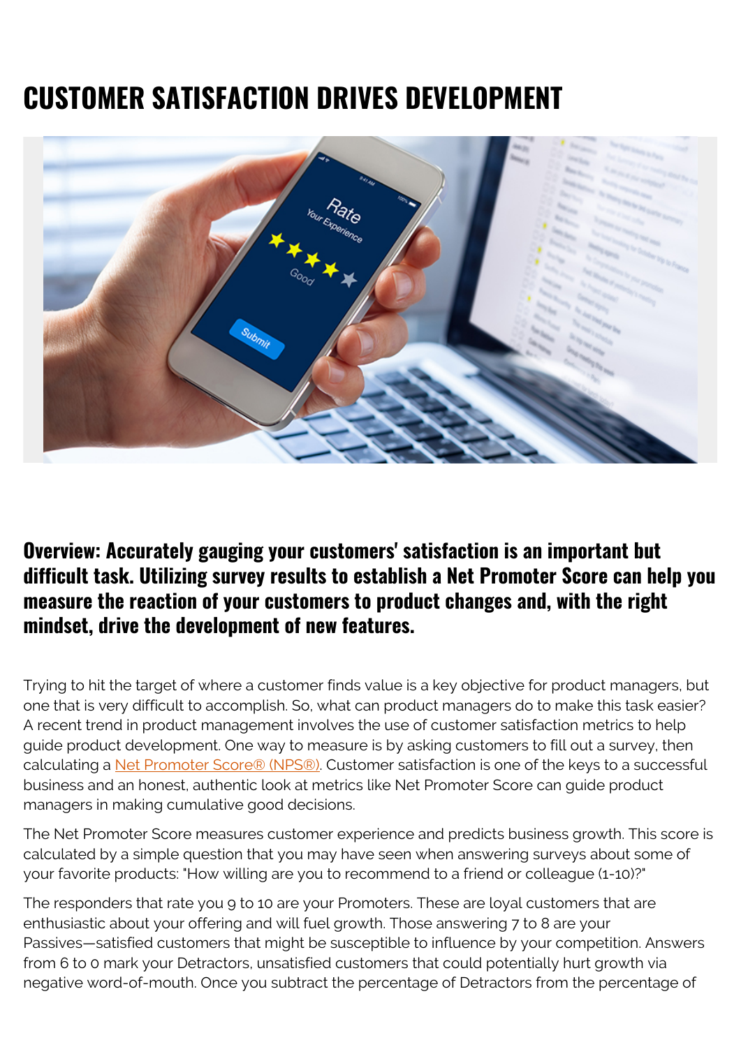# CUSTOMER SATISFACTION DRIVES DEVELOPMENT

**Overview: Accurately gauging your customers' satisfaction is an important but difficult task. Utilizing survey results to establish a Net Promoter Score can help you measure the reaction of your customers to product changes and, with the right mindset, drive the development of new features.**

Trying to hit the target of where a customer finds value is a key objective for product managers, but one that is very difficult to accomplish. So, what can product managers do to make this task easier? A recent trend in product management involves the use of customer satisfaction metrics to help guide product development. One way to measure is by asking customers to fill out a survey, then calculating a Net Promoter Score® (NPS®). Customer satisfaction is one of the keys to a successful business and an honest, authentic look at metrics like Net Promoter Score can guide product managers in making cumulative good decisions.

The Net Promoter Score measures customer experience and predicts business growth. This score is calculated by a simple question that you may have seen when answering surveys about some of your favorite products: "How willing are you to recommend to a friend or colleague (1-10)?"

The responders that rate you 9 to 10 are your Promoters. These are loyal customers that are enthusiastic about your offering and will fuel growth. Those answering 7 to 8 are your Passives—satisfied customers that might be susceptible to influence by your competition. Answers from 6 to 0 mark your Detractors, unsatisfied customers that could potentially hurt growth via negative word-of-mouth. Once you subtract the percentage of Detractors from the percentage of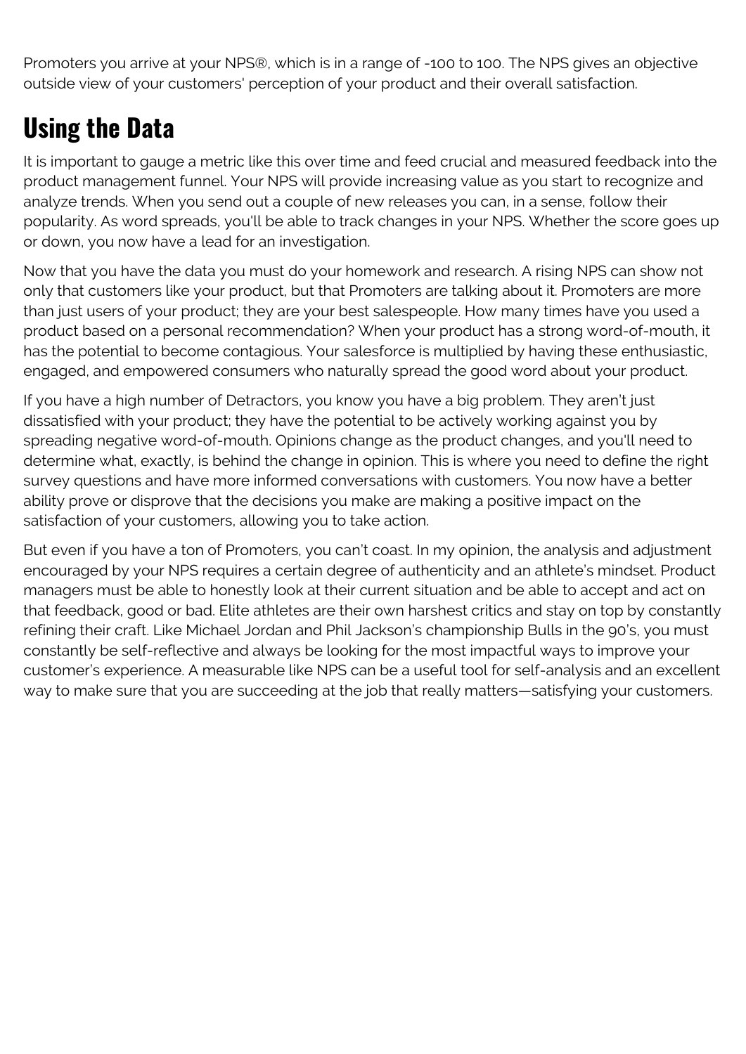Promoters you arrive at your NPS®, which is in a range of -100 to 100. The NPS gives an objective outside view of your customers' perception of your product and their overall satisfaction.

## Using the Data

It is important to gauge a metric like this over time and feed crucial and measured feedback into the product management funnel. Your NPS will provide increasing value as you start to recognize and analyze trends. When you send out a couple of new releases you can, in a sense, follow their popularity. As word spreads, you'll be able to track changes in your NPS. Whether the score goes up or down, you now have a lead for an investigation.

Now that you have the data you must do your homework and research. A rising NPS can show not only that customers like your product, but that Promoters are talking about it. Promoters are more than just users of your product; they are your best salespeople. How many times have you used a product based on a personal recommendation? When your product has a strong word-of-mouth, it has the potential to become contagious. Your salesforce is multiplied by having these enthusiastic, engaged, and empowered consumers who naturally spread the good word about your product.

If you have a high number of Detractors, you know you have a big problem. They aren't just dissatisfied with your product; they have the potential to be actively working against you by spreading negative word-of-mouth. Opinions change as the product changes, and you'll need to determine what, exactly, is behind the change in opinion. This is where you need to define the right survey questions and have more informed conversations with customers. You now have a better ability prove or disprove that the decisions you make are making a positive impact on the satisfaction of your customers, allowing you to take action.

But even if you have a ton of Promoters, you can't coast. In my opinion, the analysis and adjustment encouraged by your NPS requires a certain degree of authenticity and an athlete's mindset. Product managers must be able to honestly look at their current situation and be able to accept and act on that feedback, good or bad. Elite athletes are their own harshest critics and stay on top by constantly refining their craft. Like Michael Jordan and Phil Jackson's championship Bulls in the 90's, you must constantly be self-reflective and always be looking for the most impactful ways to improve your customer's experience. A measurable like NPS can be a useful tool for self-analysis and an excellent way to make sure that you are succeeding at the job that really matters—satisfying your customers.